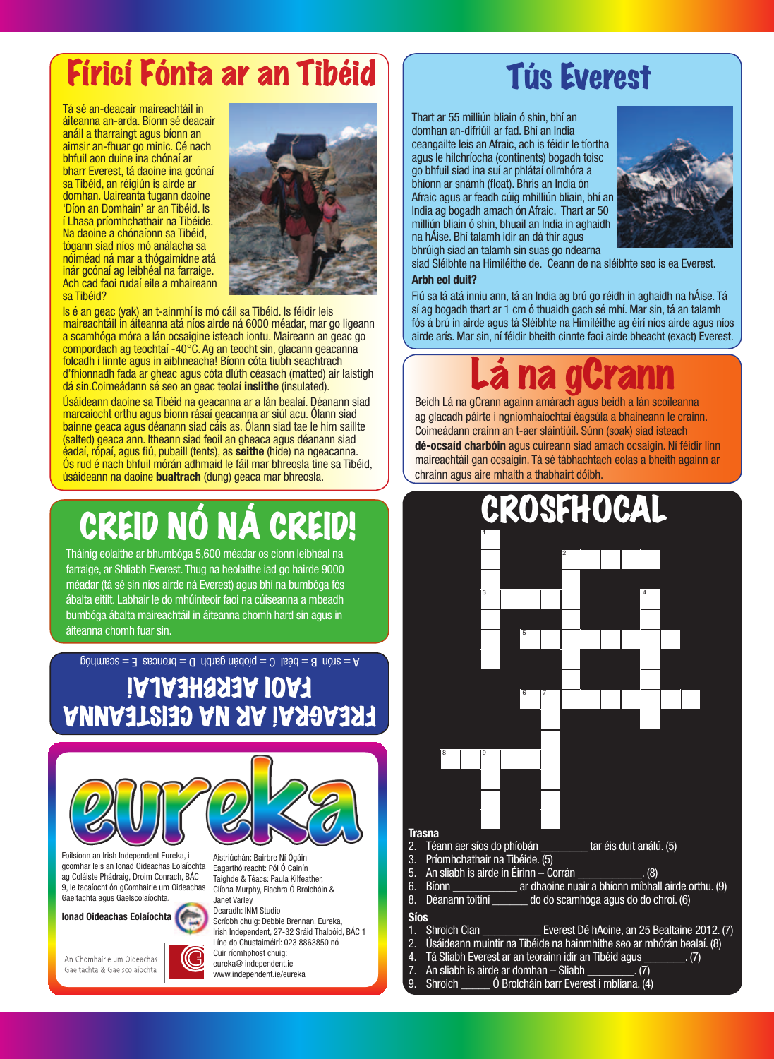# Fíricí Fónta ar an Tibéid

Tá sé an-deacair maireachtáil in áiteanna an-arda. Bíonn sé deacair anáil a tharraingt agus bíonn an aimsir an-fhuar go minic. Cé nach bhfuil aon duine ina chónaí ar bharr Everest, tá daoine ina gcónaí sa Tibéid, an réigiún is airde ar domhan. Uaireanta tugann daoine 'Díon an Domhain' ar an Tibéid. Is í Lhasa príomhchathair na Tibéide. Na daoine a chónaíonn sa Tibéid, tógann siad níos mó análacha sa nóiméad ná mar a thógaimidne atá inár gcónaí ag leibhéal na farraige. Ach cad faoi rudaí eile a mhaireann sa Tibéid?

Is é an geac (yak) an t-ainmhí is mó cáil sa Tibéid. Is féidir leis maireachtáil in áiteanna atá níos airde ná 6000 méadar, mar go ligeann a scamhóga móra a lán ocsaigine isteach iontu. Maireann an geac go compordach ag teochtaí -40°C. Ag an teocht sin, glacann geacanna folcadh i linnte agus in aibhneacha! Bíonn cóta tiubh seachtrach d'fhionnadh fada ar gheac agus cóta dlúth céasach (matted) air laistigh dá sin.Coimeádann sé seo an geac teolaí **inslithe** (insulated).

Úsáideann daoine sa Tibéid na geacanna ar a lán bealaí. Déanann siad marcaíocht orthu agus bíonn rásaí geacanna ar siúl acu. Ólann siad bainne geaca agus déanann siad cáis as. Ólann siad tae le him saillte (salted) geaca ann. Itheann siad feoil an gheaca agus déanann siad éadaí, rópaí, agus fiú, pubaill (tents), as **seithe** (hide) na ngeacanna. Ós rud é nach bhfuil mórán adhmaid le fáil mar bhreosla tine sa Tibéid, úsáideann na daoine **bualtrach** (dung) geaca mar bhreosla.

# CREID NÓ NÁ CREID!

Tháinig eolaithe ar bhumbóga 5,600 méadar os cionn leibhéal na farraige, ar Shliabh Everest. Thug na heolaithe iad go hairde 9000 méadar (tá sé sin níos airde ná Everest) agus bhí na bumbóga fós ábalta eitilt. Labhair le do mhúinteoir faoi na cúiseanna a mbeadh bumbóga ábalta maireachtáil in áiteanna chomh hard sin agus in áiteanna chomh fuar sin.

## FREAGRAÍ AR NA CEISTEANNA FAOI AERBHEALAÍ!

A = srón B = béal C = píobán garbh D = broncas E = scamhóg

# eureka

Foilsíonn an Irish Independent Eureka, i gcomhar leis an Ionad Oideachas Eolaíochta ag Coláiste Phádraig, Droim Conrach, BÁC 9, le tacaíocht ón gComhairle um Oideachas Gaeltachta agus Gaelscolaíochta.

**Ionad Oideachas Eolaíochta**

An Chomhairle um Oideachas Gaeltachta & Gaelscolaíochta

Aistriúchán: Bairbre Ní Ógáin
Eagarthóireacht: Pól Ó Cainín
Taighde & Téacs: Paula Kilfeather, Clíona Murphy, Fiachra Ó Brolcháin & Janet Varley
Dearadh: INM Studio
Scríobh chuig: Debbie Brennan, Eureka, Irish Independent, 27-32 Sráid Thalbóid, BÁC 1
Líne do Chustaiméirí: 023 8863850 nó
Cuir ríomhphost chuig: eureka@ independent.ie
www.independent.ie/eureka

# Tús Everest

Thart ar 55 milliún bliain ó shin, bhí an domhan an-difriúil ar fad. Bhí an India ceangailte leis an Afraic, ach is féidir le tíortha agus le hilchríocha (continents) bogadh toisc go bhfuil siad ina suí ar phlátaí ollmhóra a bhíonn ar snámh (float). Bhris an India ón Afraic agus ar feadh cúig mhilliún bliain, bhí an India ag bogadh amach ón Afraic. Thart ar 50 milliún bliain ó shin, bhuail an India in aghaidh na hÁise. Bhí talamh idir an dá thír agus bhrúigh siad an talamh sin suas go ndearna siad Sléibhte na Himiléithe de. Ceann de na sléibhte seo is ea Everest.

**Arbh eol duit?**

Fiú sa lá atá inniu ann, tá an India ag brú go réidh in aghaidh na hÁise. Tá sí ag bogadh thart ar 1 cm ó thuaidh gach sé mhí. Mar sin, tá an talamh fós á brú in airde agus tá Sléibhte na Himiléithe ag éirí níos airde agus níos airde arís. Mar sin, ní féidir bheith cinnte faoi airde bheacht (exact) Everest.

# Lá na gCrann

Beidh Lá na gCrann againn amárach agus beidh a lán scoileanna ag glacadh páirte i ngníomhaíochtaí éagsúla a bhaineann le crainn. Coimeádann crainn an t-aer sláintiúil. Súnn (soak) siad isteach **dé-ocsaíd charbóin** agus cuireann siad amach ocsaigin. Ní féidir linn maireachtáil gan ocsaigin. Tá sé tábhachtach eolas a bheith againn ar chrainn agus aire mhaith a thabhairt dóibh.

# CROSFHOCAL

**Trasna**

2. Téann aer síos do phíobán ________ tar éis duit análú. (5)
3. Príomhchathair na Tibéide. (5)
5. An sliabh is airde in Éirinn – Corrán ___________. (8)
6. Bíonn __________ ar dhaoine nuair a bhíonn míbhall airde orthu. (9)
8. Déanann toitíní ______ do do scamhóga agus do do chroí. (6)

**Síos**

1. Shroich Cian __________ Everest Dé hAoine, an 25 Bealtaine 2012. (7)
2. Úsáideann muintir na Tibéide na hainmhithe seo ar mhórán bealaí. (8)
4. Tá Sliabh Everest ar an teorainn idir an Tibéid agus _______. (7)
7. An sliabh is airde ar domhan – Sliabh ________. (7)
9. Shroich _____ Ó Brolcháin barr Everest i mbliana. (4)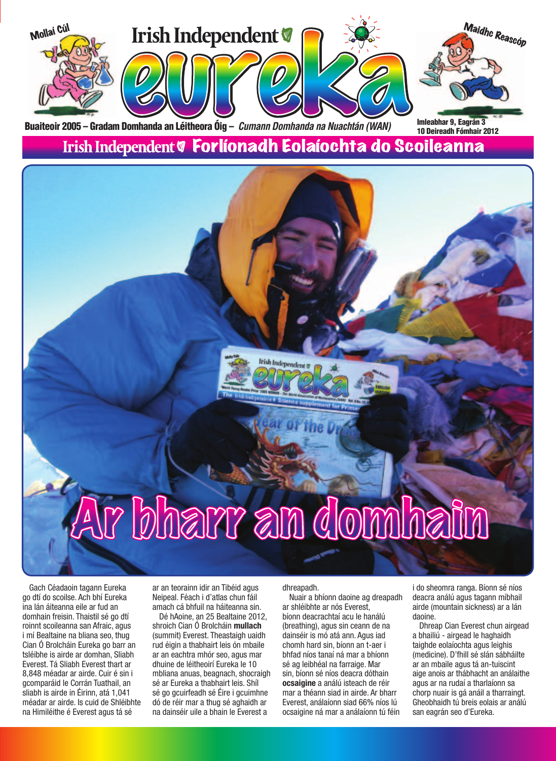Mollaí Cúl

# Irish Independent eureka

Maidhc Reascóp

Buaiteoir 2005 – Gradam Domhanda an Léitheora Óig – *Cumann Domhanda na Nuachtán (WAN)*

Imleabhar 9, Eagrán 3
10 Deireadh Fómhair 2012

## Irish Independent Forlíonadh Eolaíochta do Scoileanna

# Ar bharr an domhain

Gach Céadaoin tagann Eureka go dtí do scoile. Ach bhí Eureka ina lán áiteanna eile ar fud an domhain freisin. Thaistil sé go dtí roinnt scoileanna san Afraic, agus i mí Bealtaine na bliana seo, thug Cian Ó Brolcháin Eureka go barr an tsléibhe is airde ar domhan, Sliabh Everest. Tá Sliabh Everest thart ar 8,848 méadar ar airde. Cuir é sin i gcomparáid le Corrán Tuathail, an sliabh is airde in Éirinn, atá 1,041 méadar ar airde. Is cuid de Shléibhte na Himiléithe é Everest agus tá sé ar an teorainn idir an Tibéid agus Neipeal. Féach i d'atlas chun fáil amach cá bhfuil na háiteanna sin.

Dé hAoine, an 25 Bealtaine 2012, shroich Cian Ó Brolcháin **mullach** (summit) Everest. Theastaigh uaidh rud éigin a thabhairt leis ón mbaile ar an eachtra mhór seo, agus mar dhuine de léitheoirí Eureka le 10 mbliana anuas, beagnach, shocraigh sé ar Eureka a thabhairt leis. Shíl sé go gcuirfeadh sé Éire i gcuimhne dó de réir mar a thug sé aghaidh ar na dainséir uile a bhain le Everest a dhreapadh.

Nuair a bhíonn daoine ag dreapadh ar shléibhte ar nós Everest, bíonn deacrachtaí acu le hanálú (breathing), agus sin ceann de na dainséir is mó atá ann. Agus iad chomh hard sin, bíonn an t-aer i bhfad níos tanaí ná mar a bhíonn sé ag leibhéal na farraige. Mar sin, bíonn sé níos deacra dóthain **ocsaigine** a análú isteach de réir mar a théann siad in airde. Ar bharr Everest, análaíonn siad 66% níos lú ocsaigine ná mar a análaíonn tú féin i do sheomra ranga. Bíonn sé níos deacra análú agus tagann míbhail airde (mountain sickness) ar a lán daoine.

Dhreap Cian Everest chun airgead a bhailiú - airgead le haghaidh taighde eolaíochta agus leighis (medicine). D'fhill sé slán sábháilte ar an mbaile agus tá an-tuiscint aige anois ar thábhacht an análaithe agus ar na rudaí a tharlaíonn sa chorp nuair is gá anáil a tharraingt. Gheobhaidh tú breis eolais ar análú san eagrán seo d'Eureka.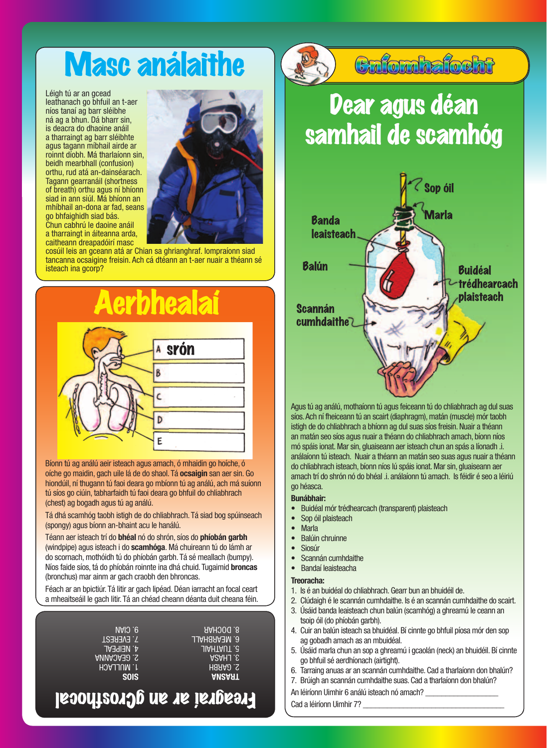# Masc análaithe

Léigh tú ar an gcead leathanach go bhfuil an t-aer níos tanaí ag barr sléibhe ná ag a bhun. Dá bharr sin, is deacra do dhaoine anáil a tharraingt ag barr sléibhte agus tagann míbhail airde ar roinnt díobh. Má tharlaíonn sin, beidh mearbhall (confusion) orthu, rud atá an-dainséarach. Tagann gearranáil (shortness of breath) orthu agus ní bhíonn siad in ann siúl. Má bhíonn an mhíbhail an-dona ar fad, seans go bhfaighidh siad bás. Chun cabhrú le daoine anáil a tharraingt in áiteanna arda, caitheann dreapadóirí masc cosúil leis an gceann atá ar Chian sa ghrianghraf. Iompraíonn siad tancanna ocsaigine freisin. Ach cá dtéann an t-aer nuair a théann sé isteach ina gcorp?

# Aerbhealaí

A srón
B
C
D
E

Bíonn tú ag análú aeir isteach agus amach, ó mhaidin go hoíche, ó oíche go maidin, gach uile lá de do shaol. Tá **ocsaigin** san aer sin. Go hiondúil, ní thugann tú faoi deara go mbíonn tú ag análú, ach má suíonn tú síos go ciúin, tabharfaidh tú faoi deara go bhfuil do chliabhrach (chest) ag bogadh agus tú ag análú.

Tá dhá scamhóg taobh istigh de do chliabhrach. Tá siad bog spúinseach (spongy) agus bíonn an-bhaint acu le hanálú.

Téann aer isteach trí do **bhéal** nó do shrón, síos do **phíobán garbh** (windpipe) agus isteach i do **scamhóga**. Má chuireann tú do lámh ar do scornach, mothóidh tú do phíobán garbh. Tá sé meallach (bumpy). Níos faide síos, tá do phíobán roinnte ina dhá chuid. Tugaimid **broncas** (bronchus) mar ainm ar gach craobh den bhroncas.

Féach ar an bpictiúr. Tá litir ar gach lipéad. Déan iarracht an focal ceart a mheaitseáil le gach litir. Tá an chéad cheann déanta duit cheana féin.

## Freagraí ar an gCrosfhocal

**TRASNA**
2. GARBH
3. LHASA
5. TUATHAIL
6. MEARBHALL
8. DOCHAR

**SÍOS**
1. MULLACH
2. GEACANNA
4. NEIPEAL
7. EVEREST
9. CIAN

# Gníomhaíocht

## Dear agus déan samhail de scamhóg

Sop óil
Marla
Banda leaisteach
Balún
Buidéal trédhearcach plaisteach
Scannán cumhdaithe

Agus tú ag análú, mothaíonn tú agus feiceann tú do chliabhrach ag dul suas síos. Ach ní fheiceann tú an scairt (diaphragm), matán (muscle) mór taobh istigh de do chliabhrach a bhíonn ag dul suas síos freisin. Nuair a théann an matán seo síos agus nuair a théann do chliabhrach amach, bíonn níos mó spáis ionat. Mar sin, gluaiseann aer isteach chun an spás a líonadh .i. análaíonn tú isteach. Nuair a théann an matán seo suas agus nuair a théann do chliabhrach isteach, bíonn níos lú spáis ionat. Mar sin, gluaiseann aer amach trí do shrón nó do bhéal .i. análaíonn tú amach. Is féidir é seo a léiriú go héasca.

**Bunábhair:**

- Buidéal mór trédhearcach (transparent) plaisteach
- Sop óil plaisteach
- Marla
- Balúin chruinne
- Siosúr
- Scannán cumhdaithe
- Bandaí leaisteacha

**Treoracha:**

1. Is é an buidéal do chliabhrach. Gearr bun an bhuidéil de.
2. Clúdaigh é le scannán cumhdaithe. Is é an scannán cumhdaithe do scairt.
3. Úsáid banda leaisteach chun balún (scamhóg) a ghreamú le ceann an tsoip óil (do phíobán garbh).
4. Cuir an balún isteach sa bhuidéal. Bí cinnte go bhfuil píosa mór den sop ag gobadh amach as an mbuidéal.
5. Úsáid marla chun an sop a ghreamú i gcaolán (neck) an bhuidéil. Bí cinnte go bhfuil sé aerdhíonach (airtight).
6. Tarraing anuas ar an scannán cumhdaithe. Cad a tharlaíonn don bhalún?
7. Brúigh an scannán cumhdaithe suas. Cad a tharlaíonn don bhalún?

An léiríonn Uimhir 6 análú isteach nó amach? ________________

Cad a léiríonn Uimhir 7? ________________________________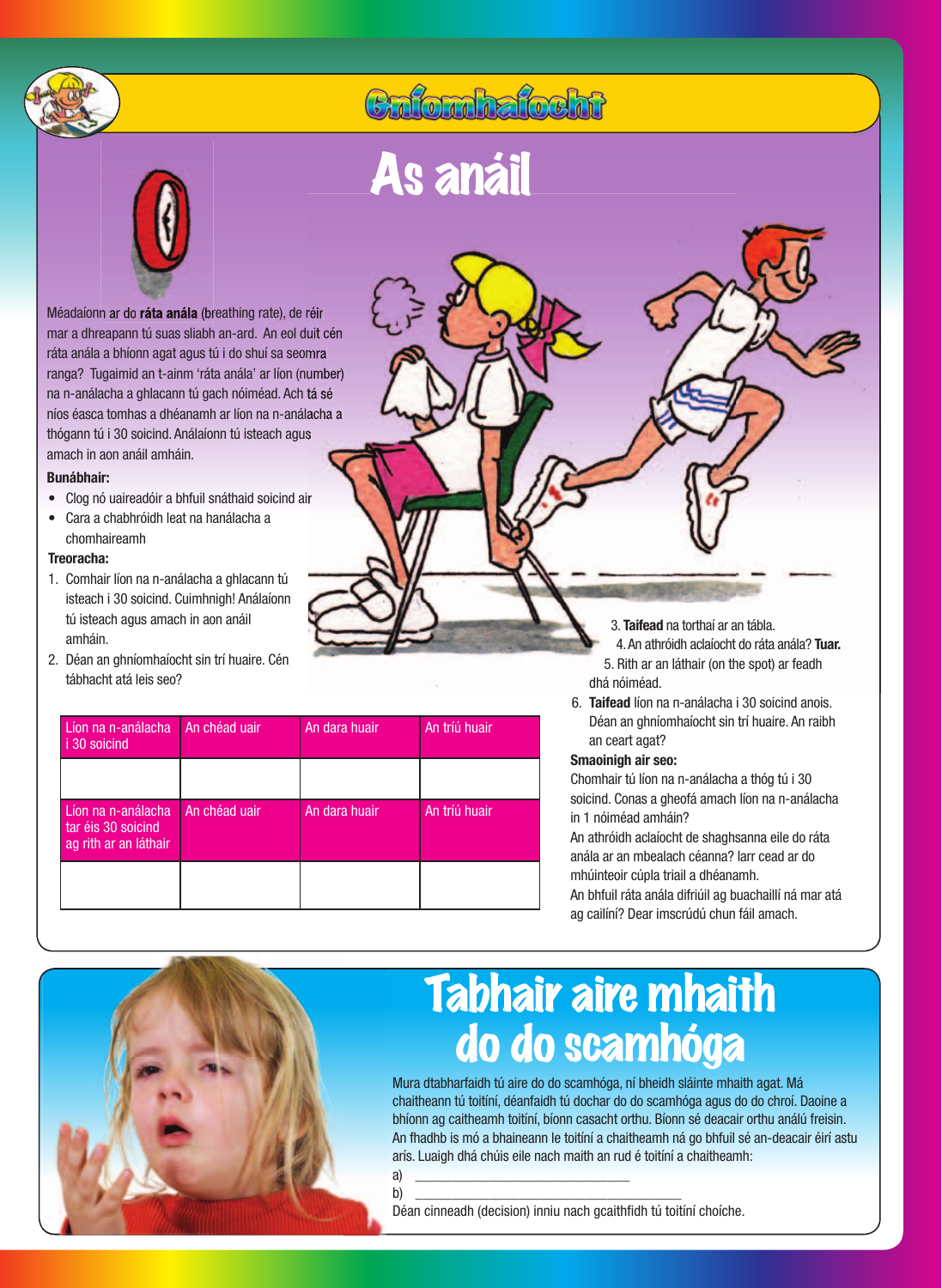# Gníomhaíocht

## As anáil

Méadaíonn ar do **ráta anála** (breathing rate), de réir mar a dhreapann tú suas sliabh an-ard. An eol duit cén ráta anála a bhíonn agat agus tú i do shuí sa seomra ranga? Tugaimid an t-ainm 'ráta anála' ar líon (number) na n-análacha a ghlacann tú gach nóiméad. Ach tá sé níos éasca tomhas a dhéanamh ar líon na n-análacha a thógann tú i 30 soicind. Análaíonn tú isteach agus amach in aon anáil amháin.

**Bunábhair:**

- Clog nó uaireadóir a bhfuil snáthaid soicind air
- Cara a chabhróidh leat na hanálacha a chomhaireamh

**Treoracha:**

1. Comhair líon na n-análacha a ghlacann tú isteach i 30 soicind. Cuimhnigh! Análaíonn tú isteach agus amach in aon anáil amháin.
2. Déan an ghníomhaíocht sin trí huaire. Cén tábhacht atá leis seo?
3. **Taifead** na torthaí ar an tábla.
4. An athróidh aclaíocht do ráta anála? **Tuar.**
5. Rith ar an láthair (on the spot) ar feadh dhá nóiméad.
6. **Taifead** líon na n-análacha i 30 soicind anois. Déan an ghníomhaíocht sin trí huaire. An raibh an ceart agat?

| Líon na n-análacha i 30 soicind | An chéad uair | An dara huair | An tríú huair |
|---|---|---|---|
| | | | |
| **Líon na n-análacha tar éis 30 soicind ag rith ar an láthair** | **An chéad uair** | **An dara huair** | **An tríú huair** |
| | | | |

**Smaoinigh air seo:**

Chomhair tú líon na n-análacha a thóg tú i 30 soicind. Conas a gheofá amach líon na n-análacha in 1 nóiméad amháin?

An athróidh aclaíocht de shaghsanna eile do ráta anála ar an mbealach céanna? Iarr cead ar do mhúinteoir cúpla triail a dhéanamh.

An bhfuil ráta anála difriúil ag buachaillí ná mar atá ag cailíní? Dear imscrúdú chun fáil amach.

## Tabhair aire mhaith do do scamhóga

Mura dtabharfaidh tú aire do do scamhóga, ní bheidh sláinte mhaith agat. Má chaitheann tú toitíní, déanfaidh tú dochar do do scamhóga agus do do chroí. Daoine a bhíonn ag caitheamh toitíní, bíonn casacht orthu. Bíonn sé deacair orthu análú freisin. An fhadhb is mó a bhaineann le toitíní a chaitheamh ná go bhfuil sé an-deacair éirí astu arís. Luaigh dhá chúis eile nach maith an rud é toitíní a chaitheamh:

a) ______________________________

b) ______________________________________

Déan cinneadh (decision) inniu nach gcaithfidh tú toitíní choíche.